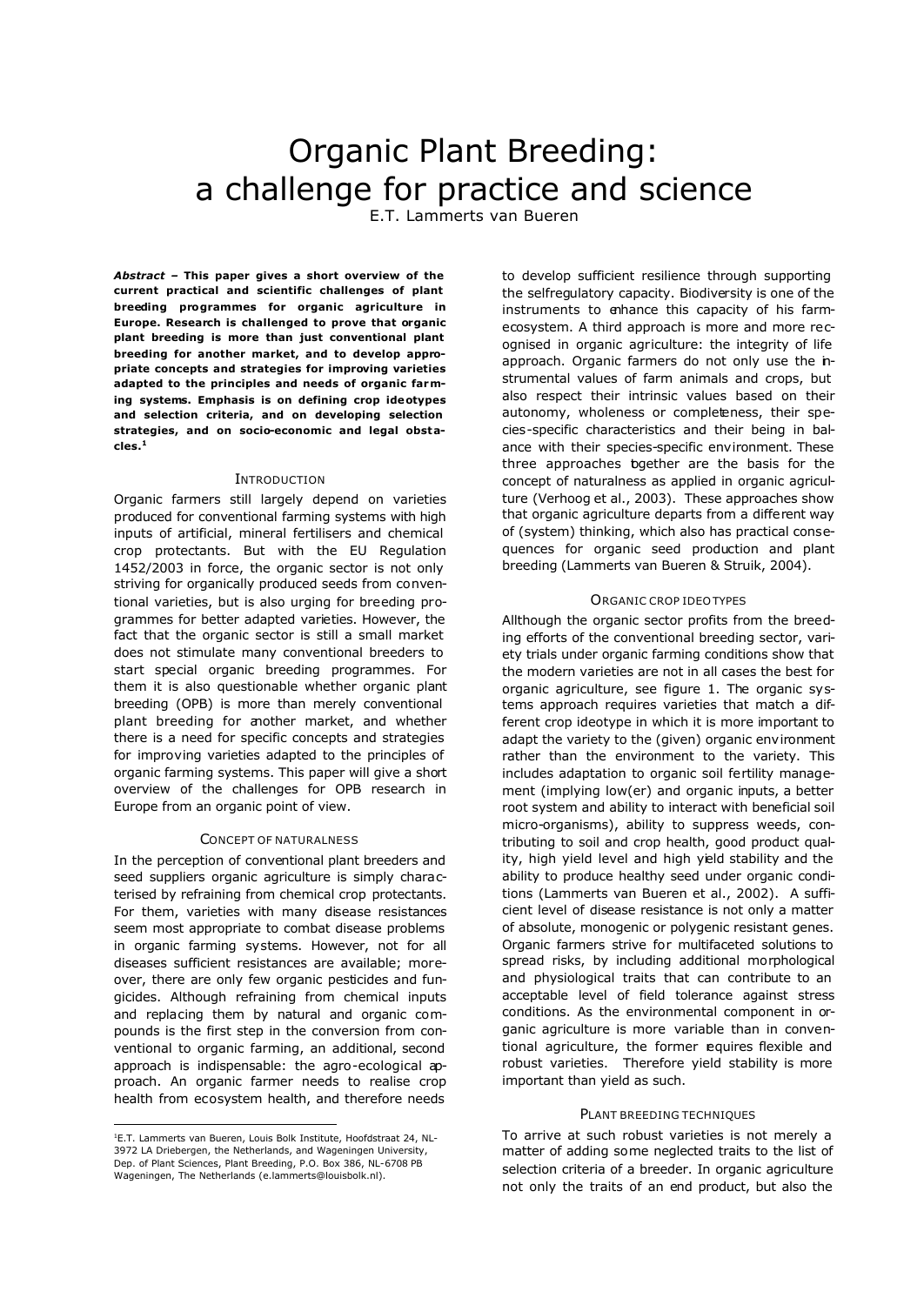# Organic Plant Breeding: a challenge for practice and science

E.T. Lammerts van Bueren

***Abstract* – This paper gives a short overview of the current practical and scientific challenges of plant breeding programmes for organic agriculture in Europe. Research is challenged to prove that organic plant breeding is more than just conventional plant breeding for another market, and to develop appropriate concepts and strategies for improving varieties adapted to the principles and needs of organic farming systems. Emphasis is on defining crop ideotypes and selection criteria, and on developing selection strategies, and on socio-economic and legal obstacles.[1]**

## INTRODUCTION

Organic farmers still largely depend on varieties produced for conventional farming systems with high inputs of artificial, mineral fertilisers and chemical crop protectants. But with the EU Regulation 1452/2003 in force, the organic sector is not only striving for organically produced seeds from conventional varieties, but is also urging for breeding programmes for better adapted varieties. However, the fact that the organic sector is still a small market does not stimulate many conventional breeders to start special organic breeding programmes. For them it is also questionable whether organic plant breeding (OPB) is more than merely conventional plant breeding for another market, and whether there is a need for specific concepts and strategies for improving varieties adapted to the principles of organic farming systems. This paper will give a short overview of the challenges for OPB research in Europe from an organic point of view.

## CONCEPT OF NATURALNESS

In the perception of conventional plant breeders and seed suppliers organic agriculture is simply characterised by refraining from chemical crop protectants. For them, varieties with many disease resistances seem most appropriate to combat disease problems in organic farming systems. However, not for all diseases sufficient resistances are available; moreover, there are only few organic pesticides and fungicides. Although refraining from chemical inputs and replacing them by natural and organic compounds is the first step in the conversion from conventional to organic farming, an additional, second approach is indispensable: the agro-ecological approach. An organic farmer needs to realise crop health from ecosystem health, and therefore needs to develop sufficient resilience through supporting the selfregulatory capacity. Biodiversity is one of the instruments to enhance this capacity of his farm-ecosystem. A third approach is more and more recognised in organic agriculture: the integrity of life approach. Organic farmers do not only use the instrumental values of farm animals and crops, but also respect their intrinsic values based on their autonomy, wholeness or completeness, their species-specific characteristics and their being in balance with their species-specific environment. These three approaches together are the basis for the concept of naturalness as applied in organic agriculture (Verhoog et al., 2003). These approaches show that organic agriculture departs from a different way of (system) thinking, which also has practical consequences for organic seed production and plant breeding (Lammerts van Bueren & Struik, 2004).

## ORGANIC CROP IDEOTYPES

Allthough the organic sector profits from the breeding efforts of the conventional breeding sector, variety trials under organic farming conditions show that the modern varieties are not in all cases the best for organic agriculture, see figure 1. The organic systems approach requires varieties that match a different crop ideotype in which it is more important to adapt the variety to the (given) organic environment rather than the environment to the variety. This includes adaptation to organic soil fertility management (implying low(er) and organic inputs, a better root system and ability to interact with beneficial soil micro-organisms), ability to suppress weeds, contributing to soil and crop health, good product quality, high yield level and high yield stability and the ability to produce healthy seed under organic conditions (Lammerts van Bueren et al., 2002). A sufficient level of disease resistance is not only a matter of absolute, monogenic or polygenic resistant genes. Organic farmers strive for multifaceted solutions to spread risks, by including additional morphological and physiological traits that can contribute to an acceptable level of field tolerance against stress conditions. As the environmental component in organic agriculture is more variable than in conventional agriculture, the former requires flexible and robust varieties. Therefore yield stability is more important than yield as such.

## PLANT BREEDING TECHNIQUES

To arrive at such robust varieties is not merely a matter of adding some neglected traits to the list of selection criteria of a breeder. In organic agriculture not only the traits of an end product, but also the

---

[1]E.T. Lammerts van Bueren, Louis Bolk Institute, Hoofdstraat 24, NL-3972 LA Driebergen, the Netherlands, and Wageningen University, Dep. of Plant Sciences, Plant Breeding, P.O. Box 386, NL-6708 PB Wageningen, The Netherlands (e.lammerts@louisbolk.nl).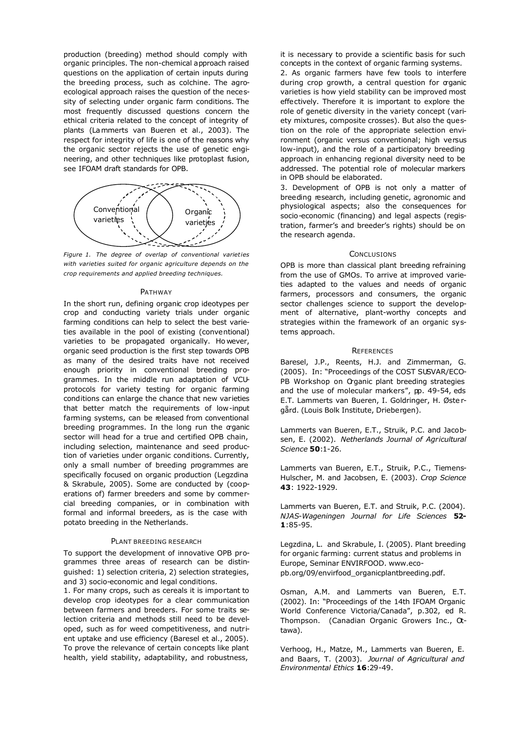production (breeding) method should comply with organic principles. The non-chemical approach raised questions on the application of certain inputs during the breeding process, such as colchine. The agro-ecological approach raises the question of the necessity of selecting under organic farm conditions. The most frequently discussed questions concern the ethical criteria related to the concept of integrity of plants (Lammerts van Bueren et al., 2003). The respect for integrity of life is one of the reasons why the organic sector rejects the use of genetic engineering, and other techniques like protoplast fusion, see IFOAM draft standards for OPB.

Conventional varieties

Organic varieties

*Figure 1. The degree of overlap of conventional varieties with varieties suited for organic agriculture depends on the crop requirements and applied breeding techniques.*

## PATHWAY

In the short run, defining organic crop ideotypes per crop and conducting variety trials under organic farming conditions can help to select the best varieties available in the pool of existing (conventional) varieties to be propagated organically. However, organic seed production is the first step towards OPB as many of the desired traits have not received enough priority in conventional breeding programmes. In the middle run adaptation of VCU-protocols for variety testing for organic farming conditions can enlarge the chance that new varieties that better match the requirements of low-input farming systems, can be released from conventional breeding programmes. In the long run the organic sector will head for a true and certified OPB chain, including selection, maintenance and seed production of varieties under organic conditions. Currently, only a small number of breeding programmes are specifically focused on organic production (Legzdina & Skrabule, 2005). Some are conducted by (cooperations of) farmer breeders and some by commercial breeding companies, or in combination with formal and informal breeders, as is the case with potato breeding in the Netherlands.

## PLANT BREEDING RESEARCH

To support the development of innovative OPB programmes three areas of research can be distinguished: 1) selection criteria, 2) selection strategies, and 3) socio-economic and legal conditions.

1. For many crops, such as cereals it is important to develop crop ideotypes for a clear communication between farmers and breeders. For some traits selection criteria and methods still need to be developed, such as for weed competitiveness, and nutrient uptake and use efficiency (Baresel et al., 2005). To prove the relevance of certain concepts like plant health, yield stability, adaptability, and robustness, it is necessary to provide a scientific basis for such concepts in the context of organic farming systems.
2. As organic farmers have few tools to interfere during crop growth, a central question for organic varieties is how yield stability can be improved most effectively. Therefore it is important to explore the role of genetic diversity in the variety concept (variety mixtures, composite crosses). But also the question on the role of the appropriate selection environment (organic versus conventional; high versus low-input), and the role of a participatory breeding approach in enhancing regional diversity need to be addressed. The potential role of molecular markers in OPB should be elaborated.
3. Development of OPB is not only a matter of breeding research, including genetic, agronomic and physiological aspects; also the consequences for socio-economic (financing) and legal aspects (registration, farmer's and breeder's rights) should be on the research agenda.

## CONCLUSIONS

OPB is more than classical plant breeding refraining from the use of GMOs. To arrive at improved varieties adapted to the values and needs of organic farmers, processors and consumers, the organic sector challenges science to support the development of alternative, plant-worthy concepts and strategies within the framework of an organic systems approach.

## REFERENCES

Baresel, J.P., Reents, H.J. and Zimmerman, G. (2005). In: "Proceedings of the COST SUSVAR/ECO-PB Workshop on Organic plant breeding strategies and the use of molecular markers", pp. 49-54, eds E.T. Lammerts van Bueren, I. Goldringer, H. Østergård. (Louis Bolk Institute, Driebergen).

Lammerts van Bueren, E.T., Struik, P.C. and Jacobsen, E. (2002). *Netherlands Journal of Agricultural Science* **50**:1-26.

Lammerts van Bueren, E.T., Struik, P.C., Tiemens-Hulscher, M. and Jacobsen, E. (2003). *Crop Science* **43**: 1922-1929.

Lammerts van Bueren, E.T. and Struik, P.C. (2004). *NJAS-Wageningen Journal for Life Sciences* **52-1**:85-95.

Legzdina, L. and Skrabule, I. (2005). Plant breeding for organic farming: current status and problems in Europe, Seminar ENVIRFOOD. www.eco-pb.org/09/envirfood_organicplantbreeding.pdf.

Osman, A.M. and Lammerts van Bueren, E.T. (2002). In: "Proceedings of the 14th IFOAM Organic World Conference Victoria/Canada", p.302, ed R. Thompson. (Canadian Organic Growers Inc., Ottawa).

Verhoog, H., Matze, M., Lammerts van Bueren, E. and Baars, T. (2003). *Journal of Agricultural and Environmental Ethics* **16**:29-49.